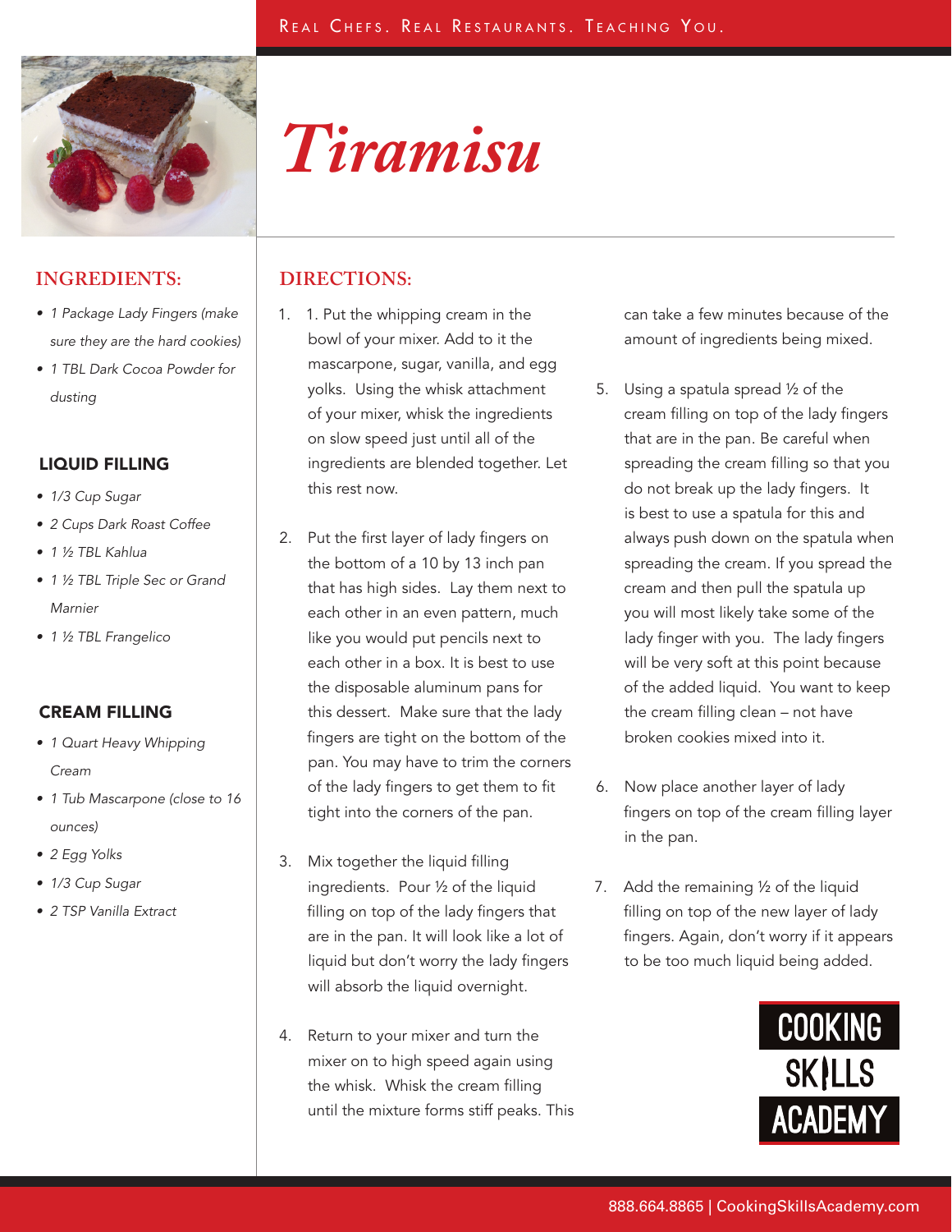# Tiramisu

## INGREDIENTS:

- *1 Package Lady Fingers (make sure they are the hard cookies)*
- *1 TBL Dark Cocoa Powder for dusting*

### LIQUID FILLING

- *1/3 Cup Sugar*
- *2 Cups Dark Roast Coffee*
- *1 ½ TBL Kahlua*
- *1 ½ TBL Triple Sec or Grand Marnier*
- *1 ½ TBL Frangelico*

### CREAM FILLING

- *1 Quart Heavy Whipping Cream*
- *1 Tub Mascarpone (close to 16 ounces)*
- *2 Egg Yolks*
- *1/3 Cup Sugar*
- *2 TSP Vanilla Extract*

## DIRECTIONS:

1. 1. Put the whipping cream in the bowl of your mixer. Add to it the mascarpone, sugar, vanilla, and egg yolks. Using the whisk attachment of your mixer, whisk the ingredients on slow speed just until all of the ingredients are blended together. Let this rest now.

2. Put the first layer of lady fingers on the bottom of a 10 by 13 inch pan that has high sides. Lay them next to each other in an even pattern, much like you would put pencils next to each other in a box. It is best to use the disposable aluminum pans for this dessert. Make sure that the lady fingers are tight on the bottom of the pan. You may have to trim the corners of the lady fingers to get them to fit tight into the corners of the pan.

3. Mix together the liquid filling ingredients. Pour ½ of the liquid filling on top of the lady fingers that are in the pan. It will look like a lot of liquid but don't worry the lady fingers will absorb the liquid overnight.

4. Return to your mixer and turn the mixer on to high speed again using the whisk. Whisk the cream filling until the mixture forms stiff peaks. This can take a few minutes because of the amount of ingredients being mixed.

5. Using a spatula spread ½ of the cream filling on top of the lady fingers that are in the pan. Be careful when spreading the cream filling so that you do not break up the lady fingers. It is best to use a spatula for this and always push down on the spatula when spreading the cream. If you spread the cream and then pull the spatula up you will most likely take some of the lady finger with you. The lady fingers will be very soft at this point because of the added liquid. You want to keep the cream filling clean – not have broken cookies mixed into it.

6. Now place another layer of lady fingers on top of the cream filling layer in the pan.

7. Add the remaining ½ of the liquid filling on top of the new layer of lady fingers. Again, don't worry if it appears to be too much liquid being added.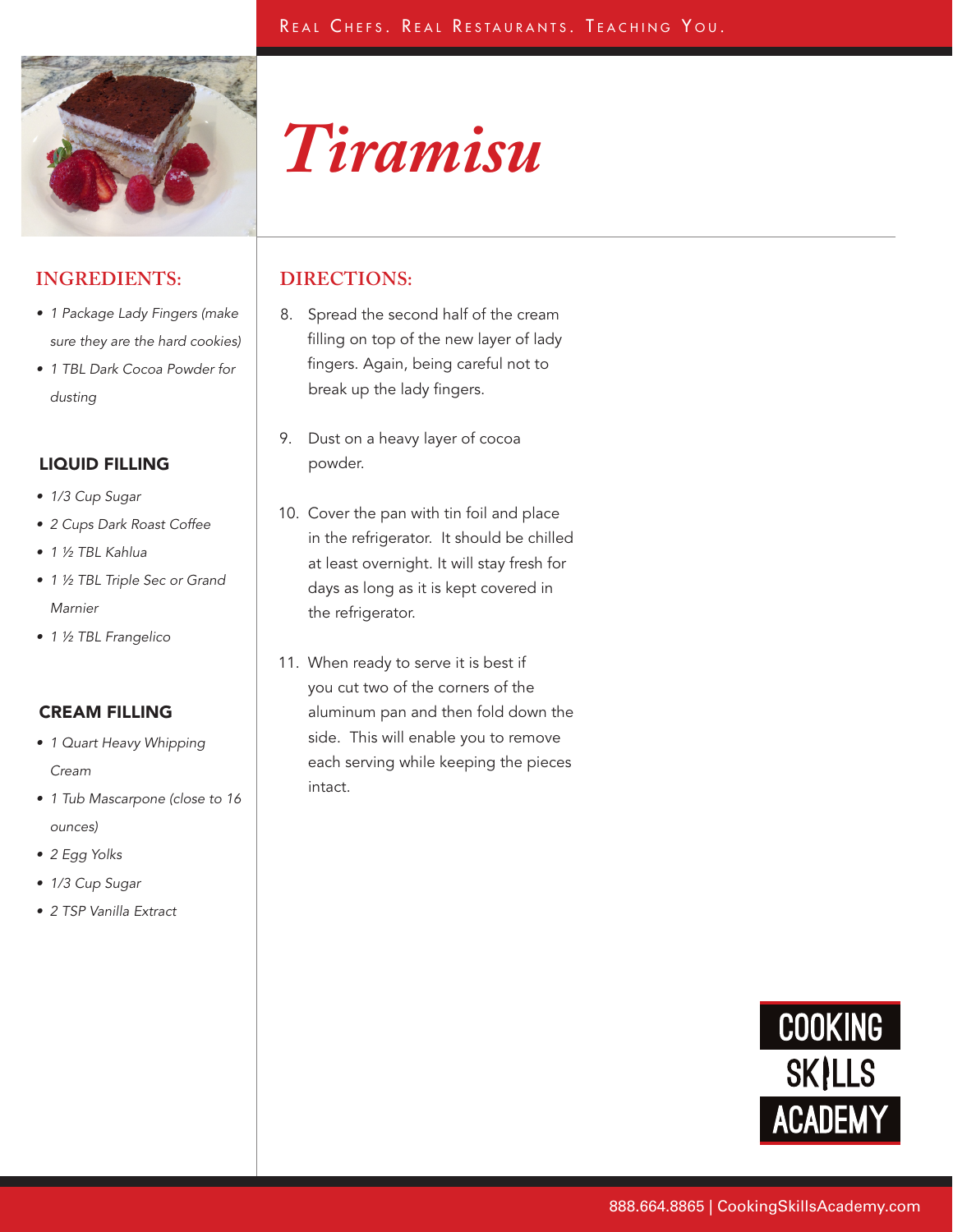# Tiramisu

## INGREDIENTS:

- *1 Package Lady Fingers (make sure they are the hard cookies)*
- *1 TBL Dark Cocoa Powder for dusting*

### LIQUID FILLING

- *1/3 Cup Sugar*
- *2 Cups Dark Roast Coffee*
- *1 ½ TBL Kahlua*
- *1 ½ TBL Triple Sec or Grand Marnier*
- *1 ½ TBL Frangelico*

### CREAM FILLING

- *1 Quart Heavy Whipping Cream*
- *1 Tub Mascarpone (close to 16 ounces)*
- *2 Egg Yolks*
- *1/3 Cup Sugar*
- *2 TSP Vanilla Extract*

## DIRECTIONS:

8. Spread the second half of the cream filling on top of the new layer of lady fingers. Again, being careful not to break up the lady fingers.

9. Dust on a heavy layer of cocoa powder.

10. Cover the pan with tin foil and place in the refrigerator. It should be chilled at least overnight. It will stay fresh for days as long as it is kept covered in the refrigerator.

11. When ready to serve it is best if you cut two of the corners of the aluminum pan and then fold down the side. This will enable you to remove each serving while keeping the pieces intact.